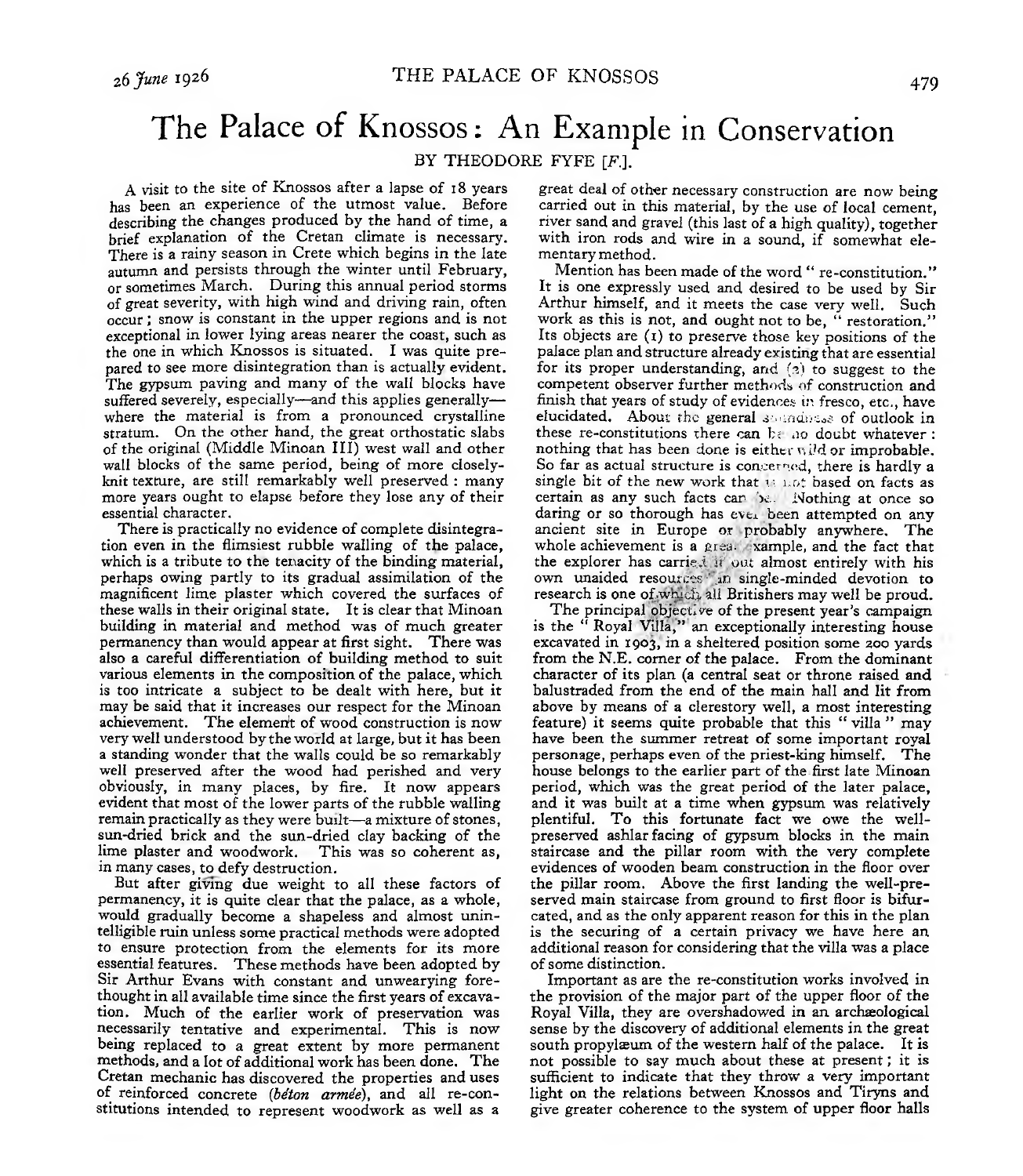# The Palace of Knossos: An Example in Conservation

BY THEODORE FYFE [*F.*].

A visit to the site of Knossos after a lapse of 18 years has been an experience of the utmost value. Before describing the changes produced by the hand of time, a brief explanation of the Cretan climate is necessary. There is a rainy season in Crete which begins in the late autumn and persists through the winter until February, or sometimes March. During this annual period storms of great severity, with high wind and driving rain, often occur; snow is constant in the upper regions and is not exceptional in lower lying areas nearer the coast, such as the one in which Knossos is situated. I was quite prepared to see more disintegration than is actually evident. The gypsum paving and many of the wall blocks have suffered severely, especially—and this applies generally—where the material is from a pronounced crystalline stratum. On the other hand, the great orthostatic slabs of the original (Middle Minoan III) west wall and other wall blocks of the same period, being of more closely-knit texture, are still remarkably well preserved: many more years ought to elapse before they lose any of their essential character.

There is practically no evidence of complete disintegration even in the flimsiest rubble walling of the palace, which is a tribute to the tenacity of the binding material, perhaps owing partly to its gradual assimilation of the magnificent lime plaster which covered the surfaces of these walls in their original state. It is clear that Minoan building in material and method was of much greater permanency than would appear at first sight. There was also a careful differentiation of building method to suit various elements in the composition of the palace, which is too intricate a subject to be dealt with here, but it may be said that it increases our respect for the Minoan achievement. The element of wood construction is now very well understood by the world at large, but it has been a standing wonder that the walls could be so remarkably well preserved after the wood had perished and very obviously, in many places, by fire. It now appears evident that most of the lower parts of the rubble walling remain practically as they were built—a mixture of stones, sun-dried brick and the sun-dried clay backing of the lime plaster and woodwork. This was so coherent as, in many cases, to defy destruction.

But after giving due weight to all these factors of permanency, it is quite clear that the palace, as a whole, would gradually become a shapeless and almost unintelligible ruin unless some practical methods were adopted to ensure protection from the elements for its more essential features. These methods have been adopted by Sir Arthur Evans with constant and unwearying forethought in all available time since the first years of excavation. Much of the earlier work of preservation was necessarily tentative and experimental. This is now being replaced to a great extent by more permanent methods, and a lot of additional work has been done. The Cretan mechanic has discovered the properties and uses of reinforced concrete (*béton armée*), and all re-constitutions intended to represent woodwork as well as a great deal of other necessary construction are now being carried out in this material, by the use of local cement, river sand and gravel (this last of a high quality), together with iron rods and wire in a sound, if somewhat elementary method.

Mention has been made of the word "re-constitution." It is one expressly used and desired to be used by Sir Arthur himself, and it meets the case very well. Such work as this is not, and ought not to be, "restoration." Its objects are (1) to preserve those key positions of the palace plan and structure already existing that are essential for its proper understanding, and (2) to suggest to the competent observer further methods of construction and finish that years of study of evidences in fresco, etc., have elucidated. About the general soundness of outlook in these re-constitutions there can be no doubt whatever: nothing that has been done is either wild or improbable. So far as actual structure is concerned, there is hardly a single bit of the new work that is not based on facts as certain as any such facts can be. Nothing at once so daring or so thorough has ever been attempted on any ancient site in Europe or probably anywhere. The whole achievement is a great example, and the fact that the explorer has carried it out almost entirely with his own unaided resources in single-minded devotion to research is one of which all Britishers may well be proud.

The principal objective of the present year's campaign is the "Royal Villa," an exceptionally interesting house excavated in 1903, in a sheltered position some 200 yards from the N.E. corner of the palace. From the dominant character of its plan (a central seat or throne raised and balustraded from the end of the main hall and lit from above by means of a clerestory well, a most interesting feature) it seems quite probable that this "villa" may have been the summer retreat of some important royal personage, perhaps even of the priest-king himself. The house belongs to the earlier part of the first late Minoan period, which was the great period of the later palace, and it was built at a time when gypsum was relatively plentiful. To this fortunate fact we owe the well-preserved ashlar facing of gypsum blocks in the main staircase and the pillar room with the very complete evidences of wooden beam construction in the floor over the pillar room. Above the first landing the well-preserved main staircase from ground to first floor is bifurcated, and as the only apparent reason for this in the plan is the securing of a certain privacy we have here an additional reason for considering that the villa was a place of some distinction.

Important as are the re-constitution works involved in the provision of the major part of the upper floor of the Royal Villa, they are overshadowed in an archæological sense by the discovery of additional elements in the great south propylæum of the western half of the palace. It is not possible to say much about these at present; it is sufficient to indicate that they throw a very important light on the relations between Knossos and Tiryns and give greater coherence to the system of upper floor halls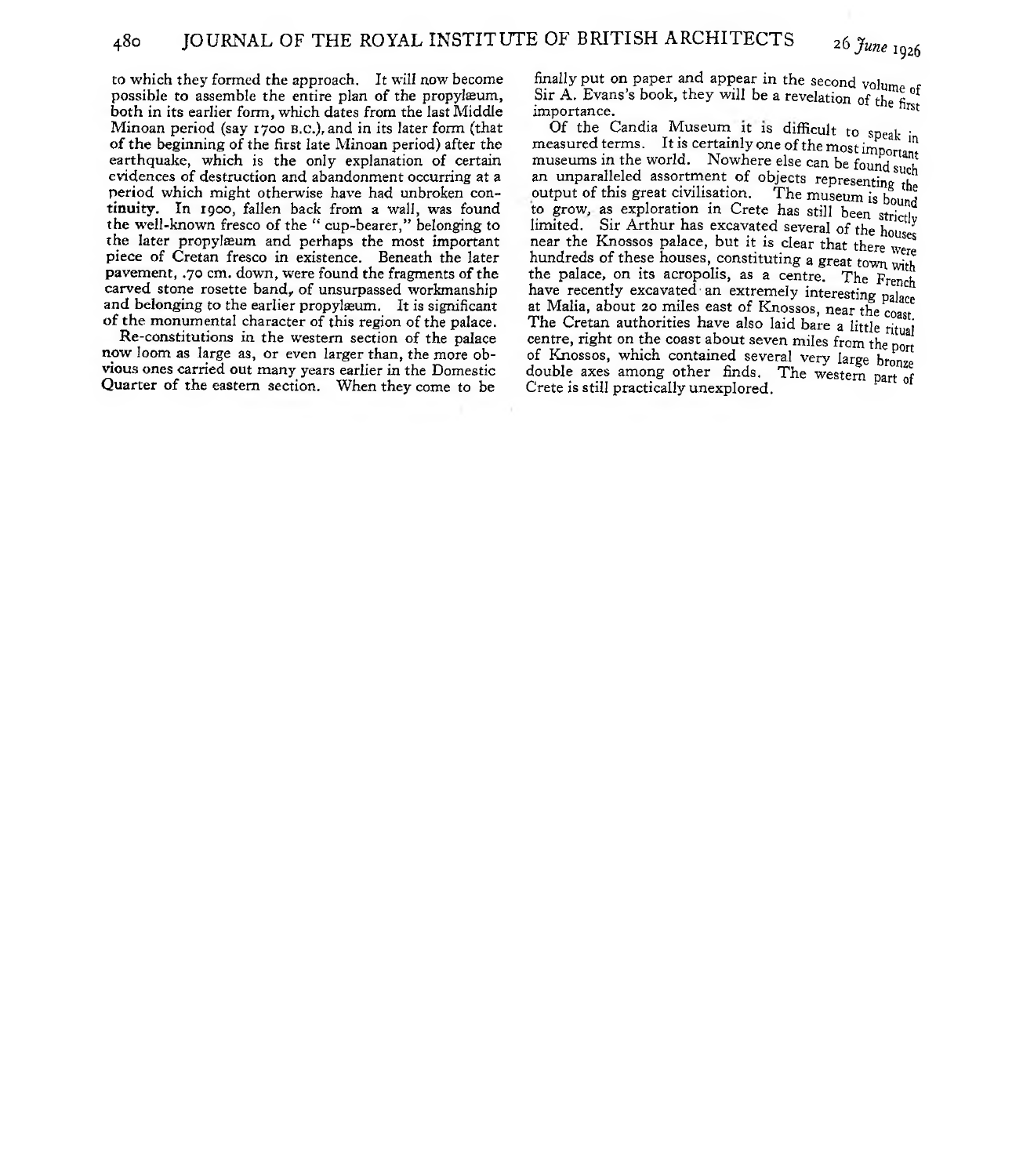to which they formed the approach. It will now become possible to assemble the entire plan of the propylæum, both in its earlier form, which dates from the last Middle Minoan period (say 1700 B.C.), and in its later form (that of the beginning of the first late Minoan period) after the earthquake, which is the only explanation of certain evidences of destruction and abandonment occurring at a period which might otherwise have had unbroken continuity. In 1900, fallen back from a wall, was found the well-known fresco of the " cup-bearer," belonging to the later propylæum and perhaps the most important piece of Cretan fresco in existence. Beneath the later pavement, .70 cm. down, were found the fragments of the carved stone rosette band, of unsurpassed workmanship and belonging to the earlier propylæum. It is significant of the monumental character of this region of the palace.

Re-constitutions in the western section of the palace now loom as large as, or even larger than, the more obvious ones carried out many years earlier in the Domestic Quarter of the eastern section. When they come to be finally put on paper and appear in the second volume of Sir A. Evans's book, they will be a revelation of the first importance.

Of the Candia Museum it is difficult to speak in measured terms. It is certainly one of the most important museums in the world. Nowhere else can be found such an unparalleled assortment of objects representing the output of this great civilisation. The museum is bound to grow, as exploration in Crete has still been strictly limited. Sir Arthur has excavated several of the houses near the Knossos palace, but it is clear that there were hundreds of these houses, constituting a great town with the palace, on its acropolis, as a centre. The French have recently excavated an extremely interesting palace at Malia, about 20 miles east of Knossos, near the coast. The Cretan authorities have also laid bare a little ritual centre, right on the coast about seven miles from the port of Knossos, which contained several very large bronze double axes among other finds. The western part of Crete is still practically unexplored.